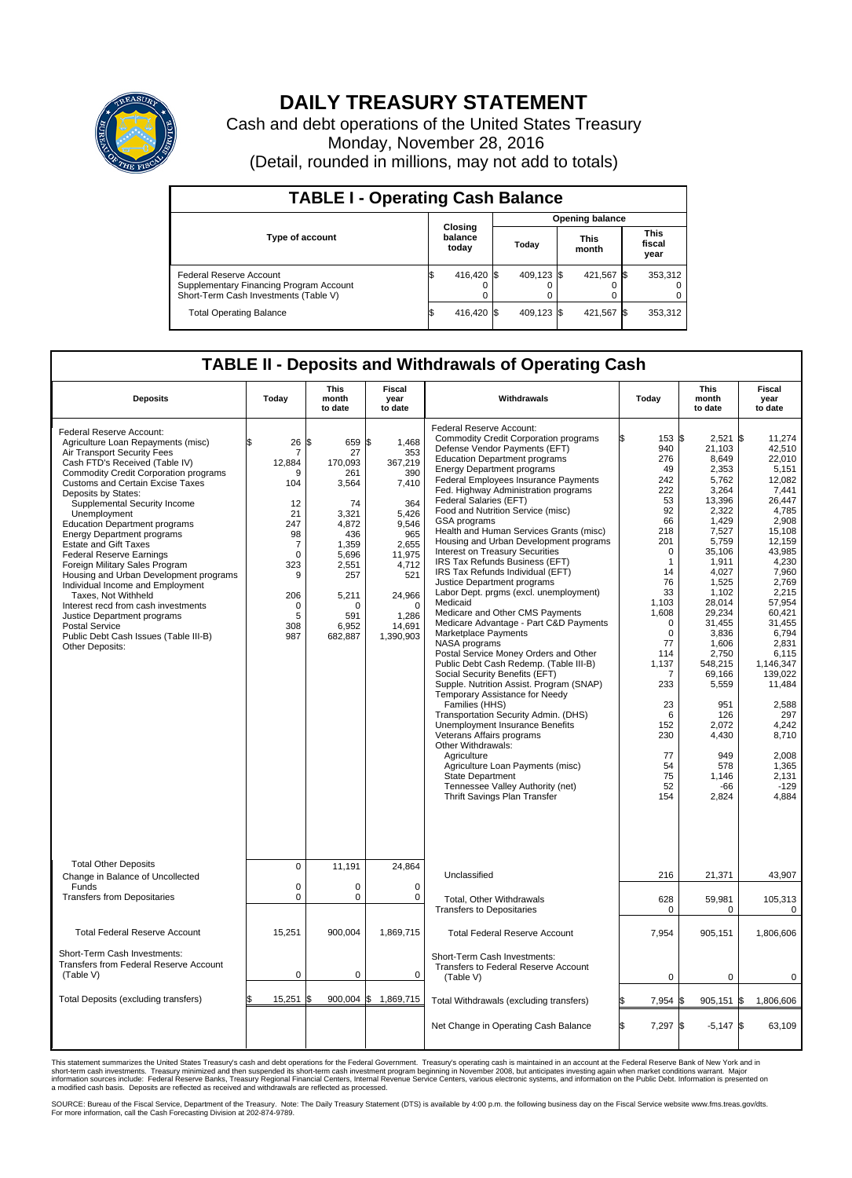# DAILY TREASURY STATEMENT

Cash and debt operations of the United States Treasury

Monday, November 28, 2016

(Detail, rounded in millions, may not add to totals)

## TABLE I - Operating Cash Balance

| Type of account | Closing balance today | Opening balance Today | Opening balance This month | Opening balance This fiscal year |
|---|---|---|---|---|
| Federal Reserve Account | $ 416,420 | $ 409,123 | $ 421,567 | $ 353,312 |
| Supplementary Financing Program Account | 0 | 0 | 0 | 0 |
| Short-Term Cash Investments (Table V) | 0 | 0 | 0 | 0 |
| Total Operating Balance | $ 416,420 | $ 409,123 | $ 421,567 | $ 353,312 |

## TABLE II - Deposits and Withdrawals of Operating Cash

| Deposits | Today | This month to date | Fiscal year to date |
|---|---|---|---|
| Federal Reserve Account: | | | |
| Agriculture Loan Repayments (misc) | $ 26 | $ 659 | $ 1,468 |
| Air Transport Security Fees | 7 | 27 | 353 |
| Cash FTD's Received (Table IV) | 12,884 | 170,093 | 367,219 |
| Commodity Credit Corporation programs | 9 | 261 | 390 |
| Customs and Certain Excise Taxes | 104 | 3,564 | 7,410 |
| Deposits by States: | | | |
| Supplemental Security Income | 12 | 74 | 364 |
| Unemployment | 21 | 3,321 | 5,426 |
| Education Department programs | 247 | 4,872 | 9,546 |
| Energy Department programs | 98 | 436 | 965 |
| Estate and Gift Taxes | 7 | 1,359 | 2,655 |
| Federal Reserve Earnings | 0 | 5,696 | 11,975 |
| Foreign Military Sales Program | 323 | 2,551 | 4,712 |
| Housing and Urban Development programs | 9 | 257 | 521 |
| Individual Income and Employment Taxes, Not Withheld | 206 | 5,211 | 24,966 |
| Interest recd from cash investments | 0 | 0 | 0 |
| Justice Department programs | 5 | 591 | 1,286 |
| Postal Service | 308 | 6,952 | 14,691 |
| Public Debt Cash Issues (Table III-B) | 987 | 682,887 | 1,390,903 |
| Other Deposits: | | | |
| Total Other Deposits | 0 | 11,191 | 24,864 |
| Change in Balance of Uncollected Funds | 0 | 0 | 0 |
| Transfers from Depositaries | 0 | 0 | 0 |
| Total Federal Reserve Account | 15,251 | 900,004 | 1,869,715 |
| Short-Term Cash Investments: Transfers from Federal Reserve Account (Table V) | 0 | 0 | 0 |
| Total Deposits (excluding transfers) | $ 15,251 | $ 900,004 | $ 1,869,715 |

| Withdrawals | Today | This month to date | Fiscal year to date |
|---|---|---|---|
| Federal Reserve Account: | | | |
| Commodity Credit Corporation programs | $ 153 | $ 2,521 | $ 11,274 |
| Defense Vendor Payments (EFT) | 940 | 21,103 | 42,510 |
| Education Department programs | 276 | 8,649 | 22,010 |
| Energy Department programs | 49 | 2,353 | 5,151 |
| Federal Employees Insurance Payments | 242 | 5,762 | 12,082 |
| Fed. Highway Administration programs | 222 | 3,264 | 7,441 |
| Federal Salaries (EFT) | 53 | 13,396 | 26,447 |
| Food and Nutrition Service (misc) | 92 | 2,322 | 4,785 |
| GSA programs | 66 | 1,429 | 2,908 |
| Health and Human Services Grants (misc) | 218 | 7,527 | 15,108 |
| Housing and Urban Development programs | 201 | 5,759 | 12,159 |
| Interest on Treasury Securities | 0 | 35,106 | 43,985 |
| IRS Tax Refunds Business (EFT) | 1 | 1,911 | 4,230 |
| IRS Tax Refunds Individual (EFT) | 14 | 4,027 | 7,960 |
| Justice Department programs | 76 | 1,525 | 2,769 |
| Labor Dept. prgms (excl. unemployment) | 33 | 1,102 | 2,215 |
| Medicaid | 1,103 | 28,014 | 57,954 |
| Medicare and Other CMS Payments | 1,608 | 29,234 | 60,421 |
| Medicare Advantage - Part C&D Payments | 0 | 31,455 | 31,455 |
| Marketplace Payments | 0 | 3,836 | 6,794 |
| NASA programs | 77 | 1,606 | 2,831 |
| Postal Service Money Orders and Other | 114 | 2,750 | 6,115 |
| Public Debt Cash Redemp. (Table III-B) | 1,137 | 548,215 | 1,146,347 |
| Social Security Benefits (EFT) | 7 | 69,166 | 139,022 |
| Supple. Nutrition Assist. Program (SNAP) | 233 | 5,559 | 11,484 |
| Temporary Assistance for Needy Families (HHS) | 23 | 951 | 2,588 |
| Transportation Security Admin. (DHS) | 6 | 126 | 297 |
| Unemployment Insurance Benefits | 152 | 2,072 | 4,242 |
| Veterans Affairs programs | 230 | 4,430 | 8,710 |
| Other Withdrawals: | | | |
| Agriculture | 77 | 949 | 2,008 |
| Agriculture Loan Payments (misc) | 54 | 578 | 1,365 |
| State Department | 75 | 1,146 | 2,131 |
| Tennessee Valley Authority (net) | 52 | -66 | -129 |
| Thrift Savings Plan Transfer | 154 | 2,824 | 4,884 |
| Unclassified | 216 | 21,371 | 43,907 |
| Total, Other Withdrawals | 628 | 59,981 | 105,313 |
| Transfers to Depositaries | 0 | 0 | 0 |
| Total Federal Reserve Account | 7,954 | 905,151 | 1,806,606 |
| Short-Term Cash Investments: Transfers to Federal Reserve Account (Table V) | 0 | 0 | 0 |
| Total Withdrawals (excluding transfers) | $ 7,954 | $ 905,151 | $ 1,806,606 |
| Net Change in Operating Cash Balance | $ 7,297 | $ -5,147 | $ 63,109 |

This statement summarizes the United States Treasury's cash and debt operations for the Federal Government. Treasury's operating cash is maintained in an account at the Federal Reserve Bank of New York and in short-term cash investments. Treasury minimized and then suspended its short-term cash investment program beginning in November 2008, but anticipates investing again when market conditions warrant. Major information sources include: Federal Reserve Banks, Treasury Regional Financial Centers, Internal Revenue Service Centers, various electronic systems, and information on the Public Debt. Information is presented on a modified cash basis. Deposits are reflected as received and withdrawals are reflected as processed.

SOURCE: Bureau of the Fiscal Service, Department of the Treasury. Note: The Daily Treasury Statement (DTS) is available by 4:00 p.m. the following business day on the Fiscal Service website www.fms.treas.gov/dts. For more information, call the Cash Forecasting Division at 202-874-9789.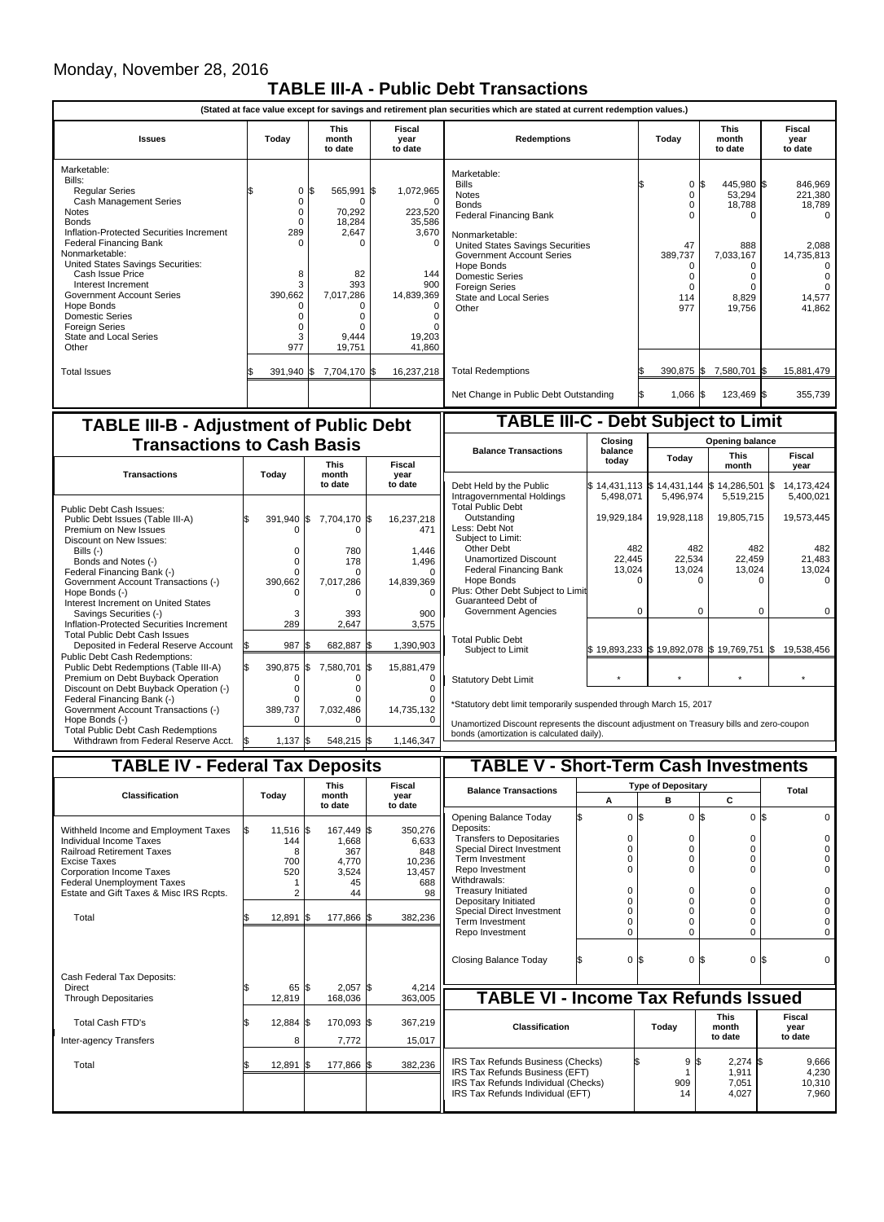Monday, November 28, 2016

# TABLE III-A - Public Debt Transactions

(Stated at face value except for savings and retirement plan securities which are stated at current redemption values.)

| Issues | Today | This month to date | Fiscal year to date |
|---|---|---|---|
| Marketable: | | | |
| Bills: | | | |
| Regular Series | $ 0 | $ 565,991 | $ 1,072,965 |
| Cash Management Series | 0 | 0 | 0 |
| Notes | 0 | 70,292 | 223,520 |
| Bonds | 0 | 18,284 | 35,586 |
| Inflation-Protected Securities Increment | 289 | 2,647 | 3,670 |
| Federal Financing Bank | 0 | 0 | 0 |
| Nonmarketable: | | | |
| United States Savings Securities: | | | |
| Cash Issue Price | 8 | 82 | 144 |
| Interest Increment | 3 | 393 | 900 |
| Government Account Series | 390,662 | 7,017,286 | 14,839,369 |
| Hope Bonds | 0 | 0 | 0 |
| Domestic Series | 0 | 0 | 0 |
| Foreign Series | 0 | 0 | 0 |
| State and Local Series | 3 | 9,444 | 19,203 |
| Other | 977 | 19,751 | 41,860 |
| Total Issues | $ 391,940 | $ 7,704,170 | $ 16,237,218 |

| Redemptions | Today | This month to date | Fiscal year to date |
|---|---|---|---|
| Marketable: | | | |
| Bills | $ 0 | $ 445,980 | $ 846,969 |
| Notes | 0 | 53,294 | 221,380 |
| Bonds | 0 | 18,788 | 18,789 |
| Federal Financing Bank | 0 | 0 | 0 |
| Nonmarketable: | | | |
| United States Savings Securities | 47 | 888 | 2,088 |
| Government Account Series | 389,737 | 7,033,167 | 14,735,813 |
| Hope Bonds | 0 | 0 | 0 |
| Domestic Series | 0 | 0 | 0 |
| Foreign Series | 0 | 0 | 0 |
| State and Local Series | 114 | 8,829 | 14,577 |
| Other | 977 | 19,756 | 41,862 |
| Total Redemptions | $ 390,875 | $ 7,580,701 | $ 15,881,479 |
| Net Change in Public Debt Outstanding | $ 1,066 | $ 123,469 | $ 355,739 |

# TABLE III-B - Adjustment of Public Debt Transactions to Cash Basis

| Transactions | Today | This month to date | Fiscal year to date |
|---|---|---|---|
| Public Debt Cash Issues: | | | |
| Public Debt Issues (Table III-A) | $ 391,940 | $ 7,704,170 | $ 16,237,218 |
| Premium on New Issues | 0 | 0 | 471 |
| Discount on New Issues: | | | |
| Bills (-) | 0 | 780 | 1,446 |
| Bonds and Notes (-) | 0 | 178 | 1,496 |
| Federal Financing Bank (-) | 0 | 0 | 0 |
| Government Account Transactions (-) | 390,662 | 7,017,286 | 14,839,369 |
| Hope Bonds (-) | 0 | 0 | 0 |
| Interest Increment on United States Savings Securities (-) | 3 | 393 | 900 |
| Inflation-Protected Securities Increment | 289 | 2,647 | 3,575 |
| Total Public Debt Cash Issues Deposited in Federal Reserve Account | $ 987 | $ 682,887 | $ 1,390,903 |
| Public Debt Cash Redemptions: | | | |
| Public Debt Redemptions (Table III-A) | $ 390,875 | $ 7,580,701 | $ 15,881,479 |
| Premium on Debt Buyback Operation | 0 | 0 | 0 |
| Discount on Debt Buyback Operation (-) | 0 | 0 | 0 |
| Federal Financing Bank (-) | 0 | 0 | 0 |
| Government Account Transactions (-) | 389,737 | 7,032,486 | 14,735,132 |
| Hope Bonds (-) | 0 | 0 | 0 |
| Total Public Debt Cash Redemptions Withdrawn from Federal Reserve Acct. | $ 1,137 | $ 548,215 | $ 1,146,347 |

# TABLE III-C - Debt Subject to Limit

| Balance Transactions | Closing balance today | Opening balance Today | Opening balance This month | Opening balance Fiscal year |
|---|---|---|---|---|
| Debt Held by the Public | $ 14,431,113 | $ 14,431,144 | $ 14,286,501 | $ 14,173,424 |
| Intragovernmental Holdings | 5,498,071 | 5,496,974 | 5,519,215 | 5,400,021 |
| Total Public Debt Outstanding | 19,929,184 | 19,928,118 | 19,805,715 | 19,573,445 |
| Less: Debt Not Subject to Limit: | | | | |
| Other Debt | 482 | 482 | 482 | 482 |
| Unamortized Discount | 22,445 | 22,534 | 22,459 | 21,483 |
| Federal Financing Bank | 13,024 | 13,024 | 13,024 | 13,024 |
| Hope Bonds | 0 | 0 | 0 | 0 |
| Plus: Other Debt Subject to Limit | | | | |
| Guaranteed Debt of Government Agencies | 0 | 0 | 0 | 0 |
| Total Public Debt Subject to Limit | $ 19,893,233 | $ 19,892,078 | $ 19,769,751 | $ 19,538,456 |
| Statutory Debt Limit | * | * | * | * |

*Statutory debt limit temporarily suspended through March 15, 2017

Unamortized Discount represents the discount adjustment on Treasury bills and zero-coupon bonds (amortization is calculated daily).

# TABLE IV - Federal Tax Deposits

| Classification | Today | This month to date | Fiscal year to date |
|---|---|---|---|
| Withheld Income and Employment Taxes | $ 11,516 | $ 167,449 | $ 350,276 |
| Individual Income Taxes | 144 | 1,668 | 6,633 |
| Railroad Retirement Taxes | 8 | 367 | 848 |
| Excise Taxes | 700 | 4,770 | 10,236 |
| Corporation Income Taxes | 520 | 3,524 | 13,457 |
| Federal Unemployment Taxes | 1 | 45 | 688 |
| Estate and Gift Taxes & Misc IRS Rcpts. | 2 | 44 | 98 |
| Total | $ 12,891 | $ 177,866 | $ 382,236 |
| Cash Federal Tax Deposits: | | | |
| Direct | $ 65 | $ 2,057 | $ 4,214 |
| Through Depositaries | 12,819 | 168,036 | 363,005 |
| Total Cash FTD's | $ 12,884 | $ 170,093 | $ 367,219 |
| Inter-agency Transfers | 8 | 7,772 | 15,017 |
| Total | $ 12,891 | $ 177,866 | $ 382,236 |

# TABLE V - Short-Term Cash Investments

| Balance Transactions | Type of Depositary A | B | C | Total |
|---|---|---|---|---|
| Opening Balance Today | $ 0 | $ 0 | $ 0 | $ 0 |
| Deposits: | | | | |
| Transfers to Depositaries | 0 | 0 | 0 | 0 |
| Special Direct Investment | 0 | 0 | 0 | 0 |
| Term Investment | 0 | 0 | 0 | 0 |
| Repo Investment | 0 | 0 | 0 | 0 |
| Withdrawals: | | | | |
| Treasury Initiated | 0 | 0 | 0 | 0 |
| Depositary Initiated | 0 | 0 | 0 | 0 |
| Special Direct Investment | 0 | 0 | 0 | 0 |
| Term Investment | 0 | 0 | 0 | 0 |
| Repo Investment | 0 | 0 | 0 | 0 |
| Closing Balance Today | $ 0 | $ 0 | $ 0 | $ 0 |

# TABLE VI - Income Tax Refunds Issued

| Classification | Today | This month to date | Fiscal year to date |
|---|---|---|---|
| IRS Tax Refunds Business (Checks) | $ 9 | $ 2,274 | $ 9,666 |
| IRS Tax Refunds Business (EFT) | 1 | 1,911 | 4,230 |
| IRS Tax Refunds Individual (Checks) | 909 | 7,051 | 10,310 |
| IRS Tax Refunds Individual (EFT) | 14 | 4,027 | 7,960 |